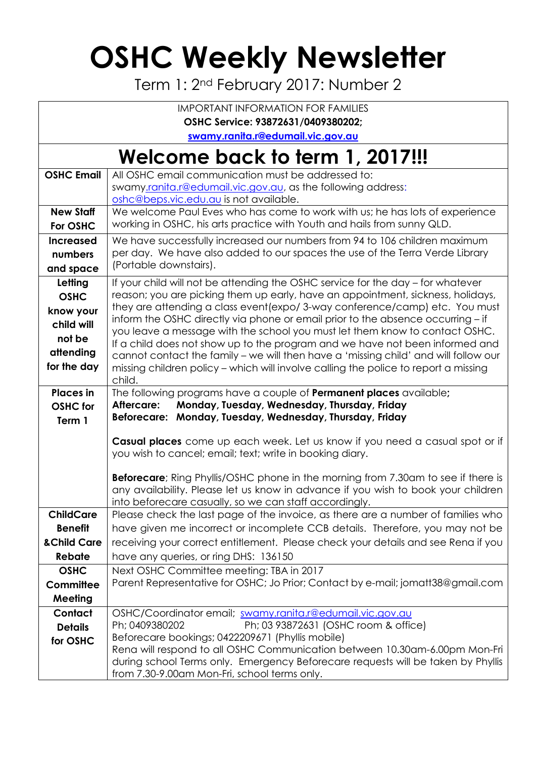# OSHC Weekly Newsletter

Term 1: 2nd February 2017: Number 2

IMPORTANT INFORMATION FOR FAMILIES
**OSHC Service: 93872631/0409380202;**
**swamy.ranita.r@edumail.vic.gov.au**

## Welcome back to term 1, 2017!!!

| | |
|---|---|
| **OSHC Email** | All OSHC email communication must be addressed to: swamy.ranita.r@edumail.vic.gov.au, as the following address: oshc@beps.vic.edu.au is not available. |
| **New Staff For OSHC** | We welcome Paul Eves who has come to work with us; he has lots of experience working in OSHC, his arts practice with Youth and hails from sunny QLD. |
| **Increased numbers and space** | We have successfully increased our numbers from 94 to 106 children maximum per day. We have also added to our spaces the use of the Terra Verde Library (Portable downstairs). |
| **Letting OSHC know your child will not be attending for the day** | If your child will not be attending the OSHC service for the day – for whatever reason; you are picking them up early, have an appointment, sickness, holidays, they are attending a class event(expo/ 3-way conference/camp) etc. You must inform the OSHC directly via phone or email prior to the absence occurring – if you leave a message with the school you must let them know to contact OSHC. If a child does not show up to the program and we have not been informed and cannot contact the family – we will then have a 'missing child' and will follow our missing children policy – which will involve calling the police to report a missing child. |
| **Places in OSHC for Term 1** | The following programs have a couple of **Permanent places** available;<br>**Aftercare: Monday, Tuesday, Wednesday, Thursday, Friday**<br>**Beforecare: Monday, Tuesday, Wednesday, Thursday, Friday**<br><br>**Casual places** come up each week. Let us know if you need a casual spot or if you wish to cancel; email; text; write in booking diary.<br><br>**Beforecare**; Ring Phyllis/OSHC phone in the morning from 7.30am to see if there is any availability. Please let us know in advance if you wish to book your children into beforecare casually, so we can staff accordingly. |
| **ChildCare Benefit &Child Care Rebate** | Please check the last page of the invoice, as there are a number of families who have given me incorrect or incomplete CCB details. Therefore, you may not be receiving your correct entitlement. Please check your details and see Rena if you have any queries, or ring DHS: 136150 |
| **OSHC Committee Meeting** | Next OSHC Committee meeting: TBA in 2017<br>Parent Representative for OSHC; Jo Prior; Contact by e-mail; jomatt38@gmail.com |
| **Contact Details for OSHC** | OSHC/Coordinator email; swamy.ranita.r@edumail.vic.gov.au<br>Ph; 0409380202 Ph; 03 93872631 (OSHC room & office)<br>Beforecare bookings; 0422209671 (Phyllis mobile)<br>Rena will respond to all OSHC Communication between 10.30am-6.00pm Mon-Fri during school Terms only. Emergency Beforecare requests will be taken by Phyllis from 7.30-9.00am Mon-Fri, school terms only. |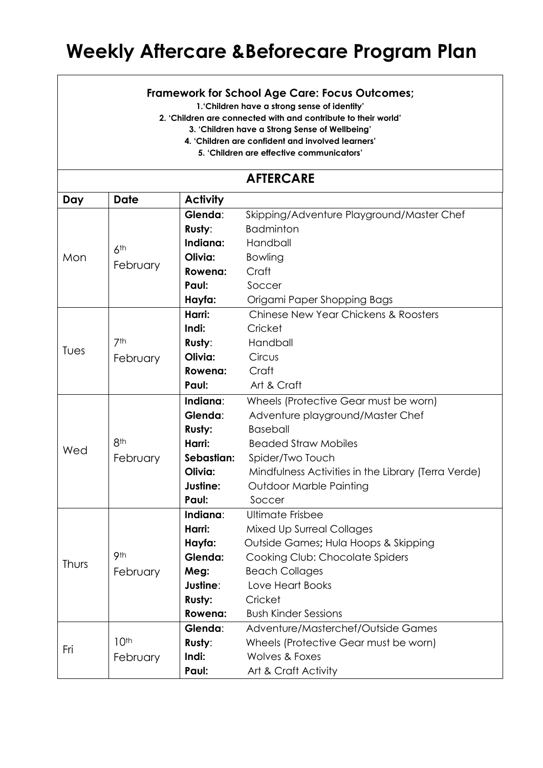# Weekly Aftercare &Beforecare Program Plan

**Framework for School Age Care: Focus Outcomes;**

**1.'Children have a strong sense of identity'**
**2. 'Children are connected with and contribute to their world'**
**3. 'Children have a Strong Sense of Wellbeing'**
**4. 'Children are confident and involved learners'**
**5. 'Children are effective communicators'**

## AFTERCARE

| Day | Date | Activity | |
|---|---|---|---|
| Mon | 6th February | **Glenda**: | Skipping/Adventure Playground/Master Chef |
| | | **Rusty**: | Badminton |
| | | **Indiana:** | Handball |
| | | **Olivia:** | Bowling |
| | | **Rowena:** | Craft |
| | | **Paul:** | Soccer |
| | | **Hayfa:** | Origami Paper Shopping Bags |
| Tues | 7th February | **Harri:** | Chinese New Year Chickens & Roosters |
| | | **Indi:** | Cricket |
| | | **Rusty**: | Handball |
| | | **Olivia:** | Circus |
| | | **Rowena:** | Craft |
| | | **Paul:** | Art & Craft |
| Wed | 8th February | **Indiana**: | Wheels (Protective Gear must be worn) |
| | | **Glenda**: | Adventure playground/Master Chef |
| | | **Rusty:** | Baseball |
| | | **Harri:** | Beaded Straw Mobiles |
| | | **Sebastian:** | Spider/Two Touch |
| | | **Olivia:** | Mindfulness Activities in the Library (Terra Verde) |
| | | **Justine:** | Outdoor Marble Painting |
| | | **Paul:** | Soccer |
| Thurs | 9th February | **Indiana**: | Ultimate Frisbee |
| | | **Harri:** | Mixed Up Surreal Collages |
| | | **Hayfa:** | Outside Games**;** Hula Hoops & Skipping |
| | | **Glenda:** | Cooking Club: Chocolate Spiders |
| | | **Meg:** | Beach Collages |
| | | **Justine**: | Love Heart Books |
| | | **Rusty:** | Cricket |
| | | **Rowena:** | Bush Kinder Sessions |
| Fri | 10th February | **Glenda**: | Adventure/Masterchef/Outside Games |
| | | **Rusty**: | Wheels (Protective Gear must be worn) |
| | | **Indi:** | Wolves & Foxes |
| | | **Paul:** | Art & Craft Activity |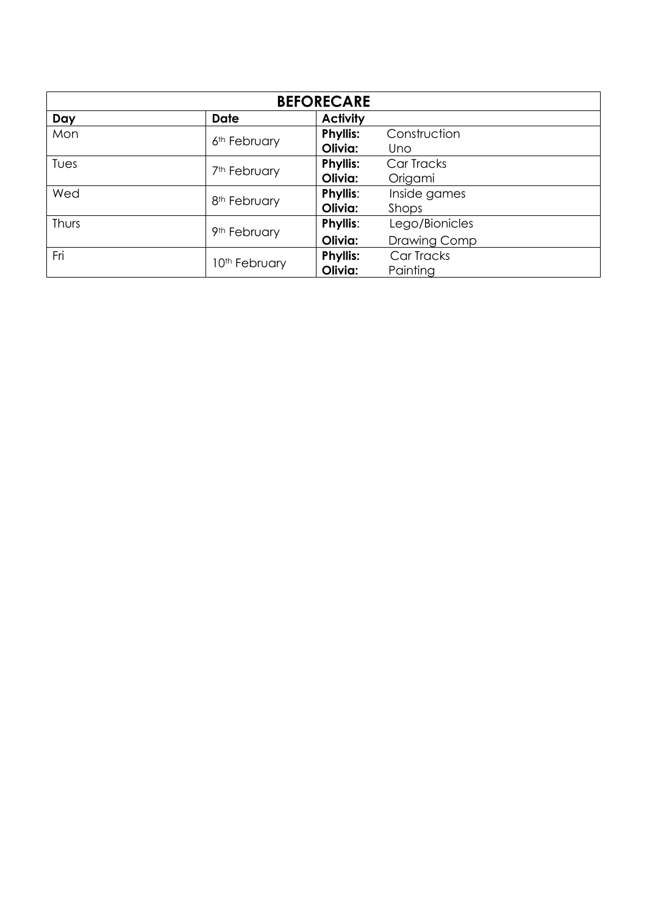| BEFORECARE | | |
|---|---|---|
| **Day** | **Date** | **Activity** |
| Mon | 6th February | **Phyllis:** Construction<br>**Olivia:** Uno |
| Tues | 7th February | **Phyllis:** Car Tracks<br>**Olivia:** Origami |
| Wed | 8th February | **Phyllis**: Inside games<br>**Olivia:** Shops |
| Thurs | 9th February | **Phyllis**: Lego/Bionicles<br>**Olivia:** Drawing Comp |
| Fri | 10th February | **Phyllis:** Car Tracks<br>**Olivia:** Painting |